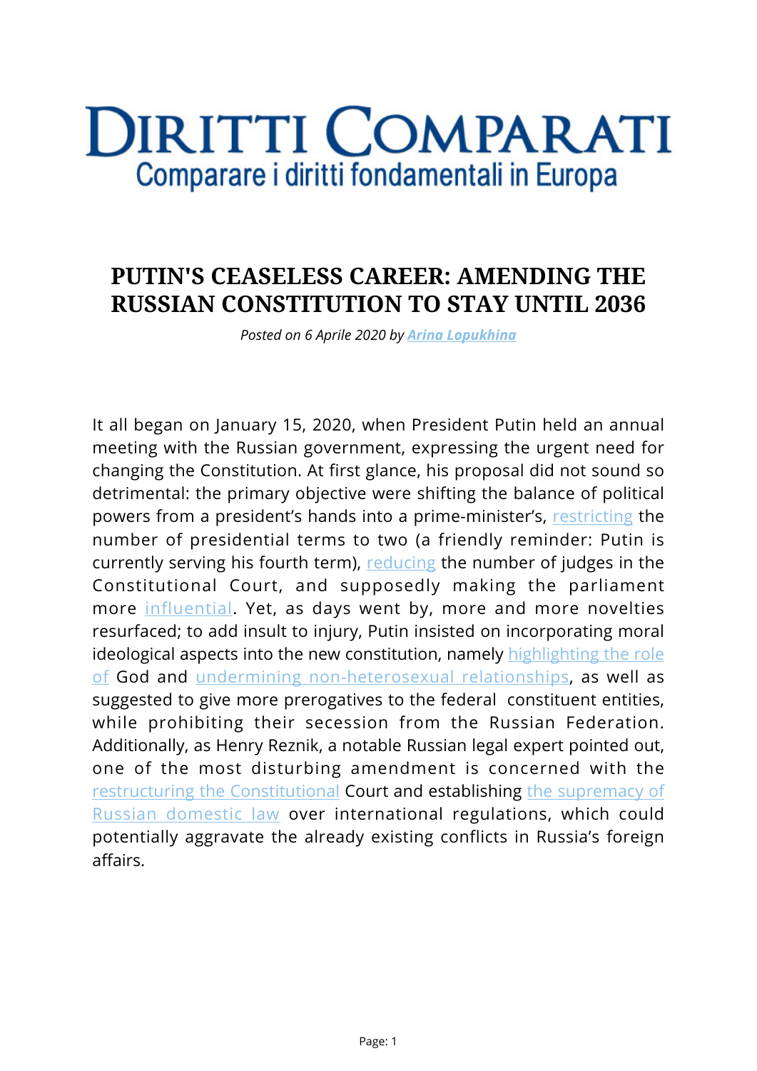# DIRITTI COMPARATI

Comparare i diritti fondamentali in Europa

## PUTIN'S CEASELESS CAREER: AMENDING THE RUSSIAN CONSTITUTION TO STAY UNTIL 2036

*Posted on 6 Aprile 2020 by* ***Arina Lopukhina***

It all began on January 15, 2020, when President Putin held an annual meeting with the Russian government, expressing the urgent need for changing the Constitution. At first glance, his proposal did not sound so detrimental: the primary objective were shifting the balance of political powers from a president's hands into a prime-minister's, restricting the number of presidential terms to two (a friendly reminder: Putin is currently serving his fourth term), reducing the number of judges in the Constitutional Court, and supposedly making the parliament more influential. Yet, as days went by, more and more novelties resurfaced; to add insult to injury, Putin insisted on incorporating moral ideological aspects into the new constitution, namely highlighting the role of God and undermining non-heterosexual relationships, as well as suggested to give more prerogatives to the federal constituent entities, while prohibiting their secession from the Russian Federation. Additionally, as Henry Reznik, a notable Russian legal expert pointed out, one of the most disturbing amendment is concerned with the restructuring the Constitutional Court and establishing the supremacy of Russian domestic law over international regulations, which could potentially aggravate the already existing conflicts in Russia's foreign affairs.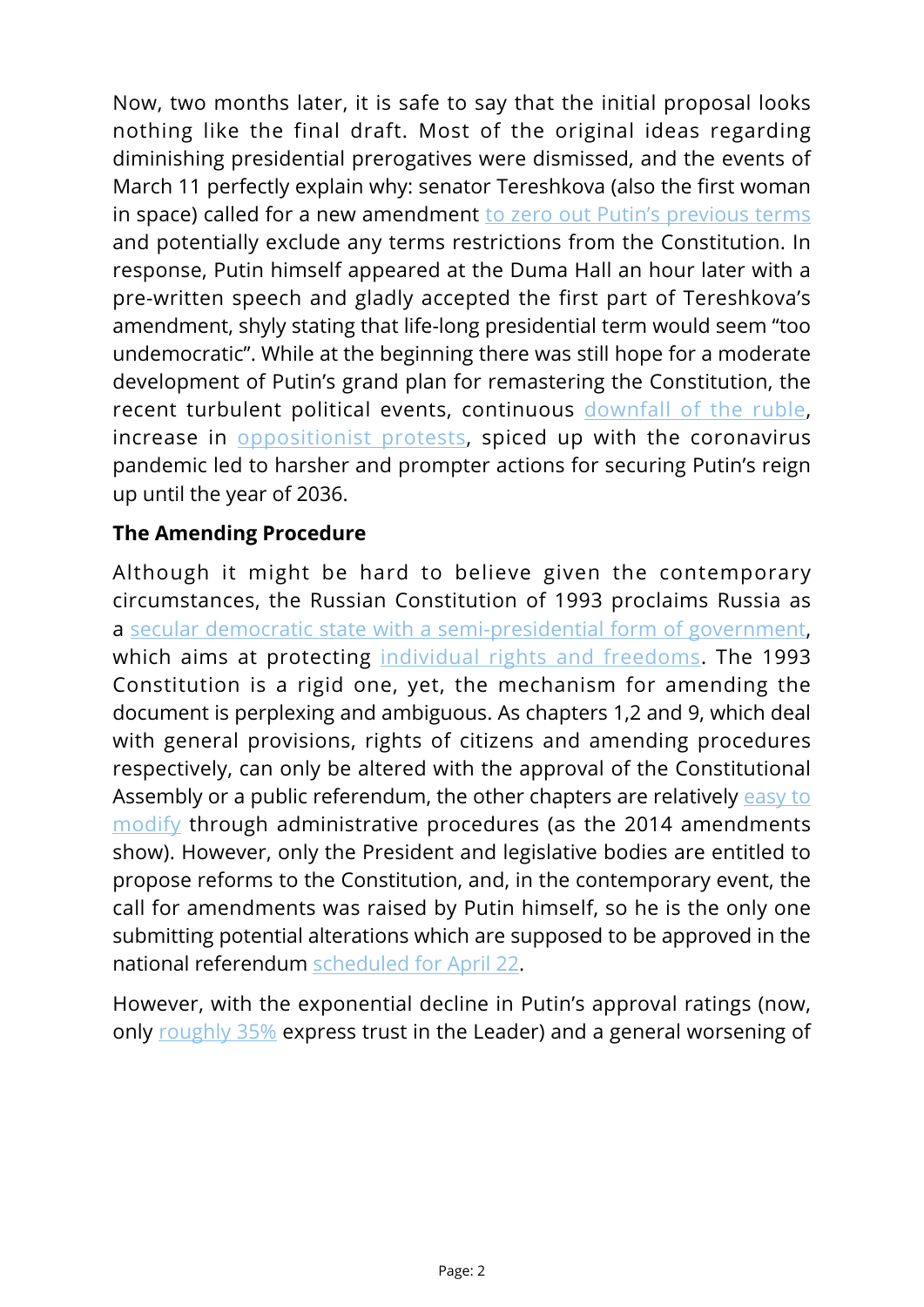Now, two months later, it is safe to say that the initial proposal looks nothing like the final draft. Most of the original ideas regarding diminishing presidential prerogatives were dismissed, and the events of March 11 perfectly explain why: senator Tereshkova (also the first woman in space) called for a new amendment to zero out Putin's previous terms and potentially exclude any terms restrictions from the Constitution. In response, Putin himself appeared at the Duma Hall an hour later with a pre-written speech and gladly accepted the first part of Tereshkova's amendment, shyly stating that life-long presidential term would seem "too undemocratic". While at the beginning there was still hope for a moderate development of Putin's grand plan for remastering the Constitution, the recent turbulent political events, continuous downfall of the ruble, increase in oppositionist protests, spiced up with the coronavirus pandemic led to harsher and prompter actions for securing Putin's reign up until the year of 2036.

**The Amending Procedure**

Although it might be hard to believe given the contemporary circumstances, the Russian Constitution of 1993 proclaims Russia as a secular democratic state with a semi-presidential form of government, which aims at protecting individual rights and freedoms. The 1993 Constitution is a rigid one, yet, the mechanism for amending the document is perplexing and ambiguous. As chapters 1,2 and 9, which deal with general provisions, rights of citizens and amending procedures respectively, can only be altered with the approval of the Constitutional Assembly or a public referendum, the other chapters are relatively easy to modify through administrative procedures (as the 2014 amendments show). However, only the President and legislative bodies are entitled to propose reforms to the Constitution, and, in the contemporary event, the call for amendments was raised by Putin himself, so he is the only one submitting potential alterations which are supposed to be approved in the national referendum scheduled for April 22.

However, with the exponential decline in Putin's approval ratings (now, only roughly 35% express trust in the Leader) and a general worsening of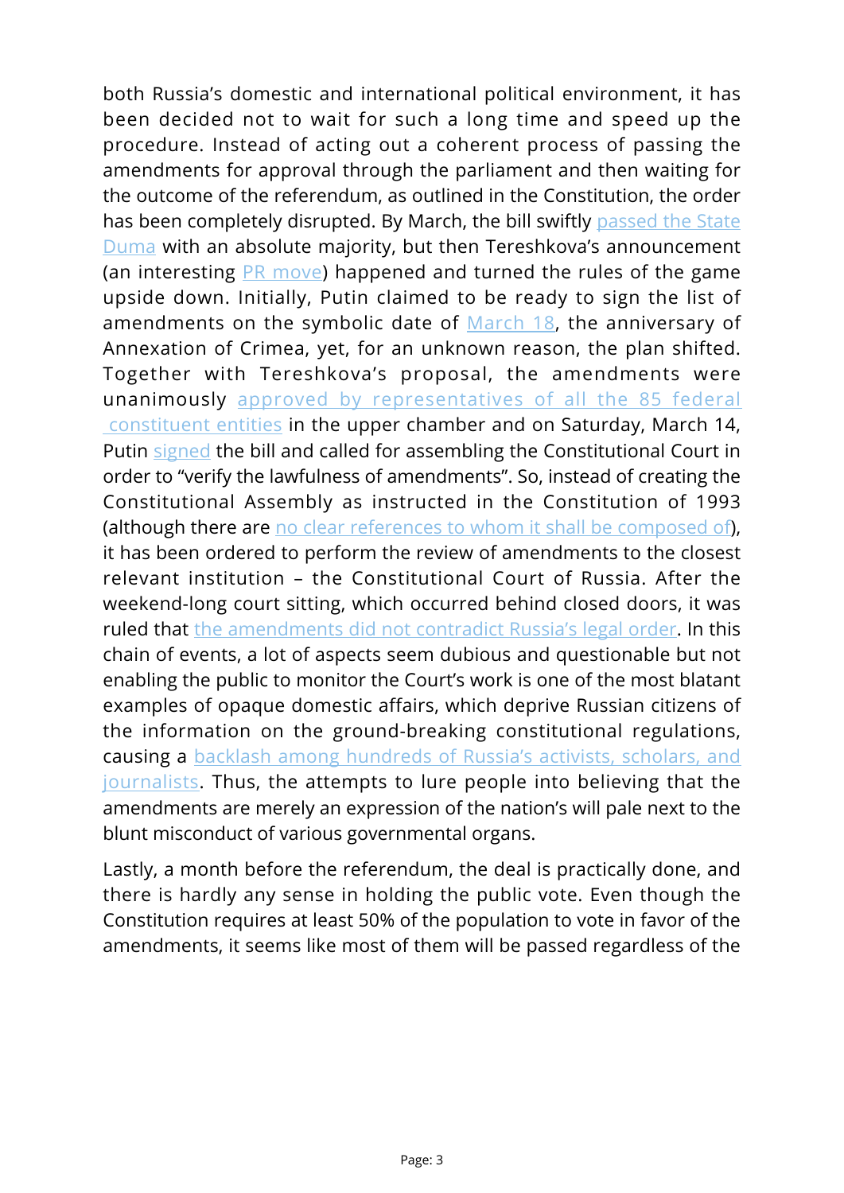both Russia's domestic and international political environment, it has been decided not to wait for such a long time and speed up the procedure. Instead of acting out a coherent process of passing the amendments for approval through the parliament and then waiting for the outcome of the referendum, as outlined in the Constitution, the order has been completely disrupted. By March, the bill swiftly passed the State Duma with an absolute majority, but then Tereshkova's announcement (an interesting PR move) happened and turned the rules of the game upside down. Initially, Putin claimed to be ready to sign the list of amendments on the symbolic date of March 18, the anniversary of Annexation of Crimea, yet, for an unknown reason, the plan shifted. Together with Tereshkova's proposal, the amendments were unanimously approved by representatives of all the 85 federal constituent entities in the upper chamber and on Saturday, March 14, Putin signed the bill and called for assembling the Constitutional Court in order to "verify the lawfulness of amendments". So, instead of creating the Constitutional Assembly as instructed in the Constitution of 1993 (although there are no clear references to whom it shall be composed of), it has been ordered to perform the review of amendments to the closest relevant institution – the Constitutional Court of Russia. After the weekend-long court sitting, which occurred behind closed doors, it was ruled that the amendments did not contradict Russia's legal order. In this chain of events, a lot of aspects seem dubious and questionable but not enabling the public to monitor the Court's work is one of the most blatant examples of opaque domestic affairs, which deprive Russian citizens of the information on the ground-breaking constitutional regulations, causing a backlash among hundreds of Russia's activists, scholars, and journalists. Thus, the attempts to lure people into believing that the amendments are merely an expression of the nation's will pale next to the blunt misconduct of various governmental organs.

Lastly, a month before the referendum, the deal is practically done, and there is hardly any sense in holding the public vote. Even though the Constitution requires at least 50% of the population to vote in favor of the amendments, it seems like most of them will be passed regardless of the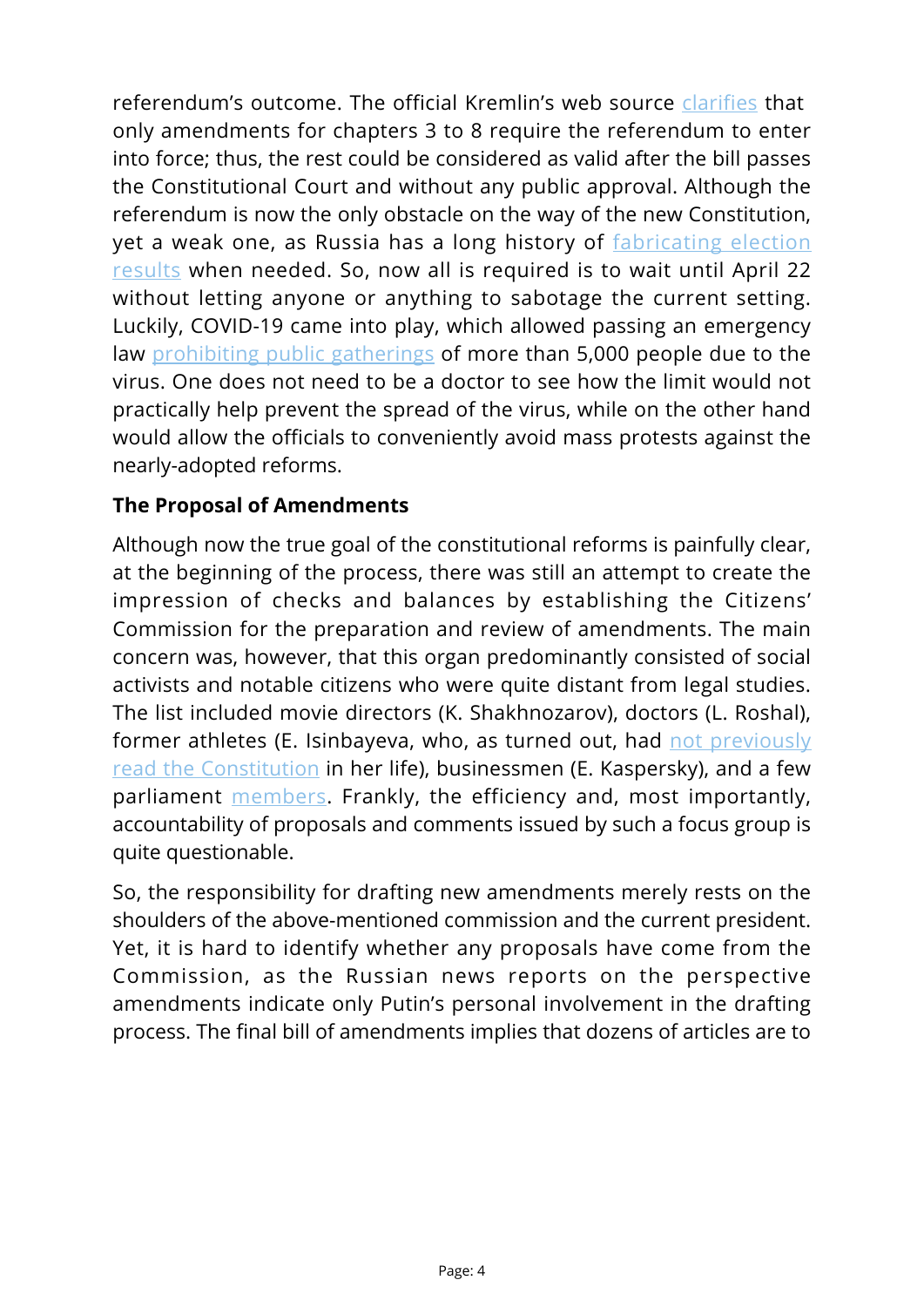referendum's outcome. The official Kremlin's web source clarifies that only amendments for chapters 3 to 8 require the referendum to enter into force; thus, the rest could be considered as valid after the bill passes the Constitutional Court and without any public approval. Although the referendum is now the only obstacle on the way of the new Constitution, yet a weak one, as Russia has a long history of fabricating election results when needed. So, now all is required is to wait until April 22 without letting anyone or anything to sabotage the current setting. Luckily, COVID-19 came into play, which allowed passing an emergency law prohibiting public gatherings of more than 5,000 people due to the virus. One does not need to be a doctor to see how the limit would not practically help prevent the spread of the virus, while on the other hand would allow the officials to conveniently avoid mass protests against the nearly-adopted reforms.

**The Proposal of Amendments**

Although now the true goal of the constitutional reforms is painfully clear, at the beginning of the process, there was still an attempt to create the impression of checks and balances by establishing the Citizens' Commission for the preparation and review of amendments. The main concern was, however, that this organ predominantly consisted of social activists and notable citizens who were quite distant from legal studies. The list included movie directors (K. Shakhnozarov), doctors (L. Roshal), former athletes (E. Isinbayeva, who, as turned out, had not previously read the Constitution in her life), businessmen (E. Kaspersky), and a few parliament members. Frankly, the efficiency and, most importantly, accountability of proposals and comments issued by such a focus group is quite questionable.

So, the responsibility for drafting new amendments merely rests on the shoulders of the above-mentioned commission and the current president. Yet, it is hard to identify whether any proposals have come from the Commission, as the Russian news reports on the perspective amendments indicate only Putin's personal involvement in the drafting process. The final bill of amendments implies that dozens of articles are to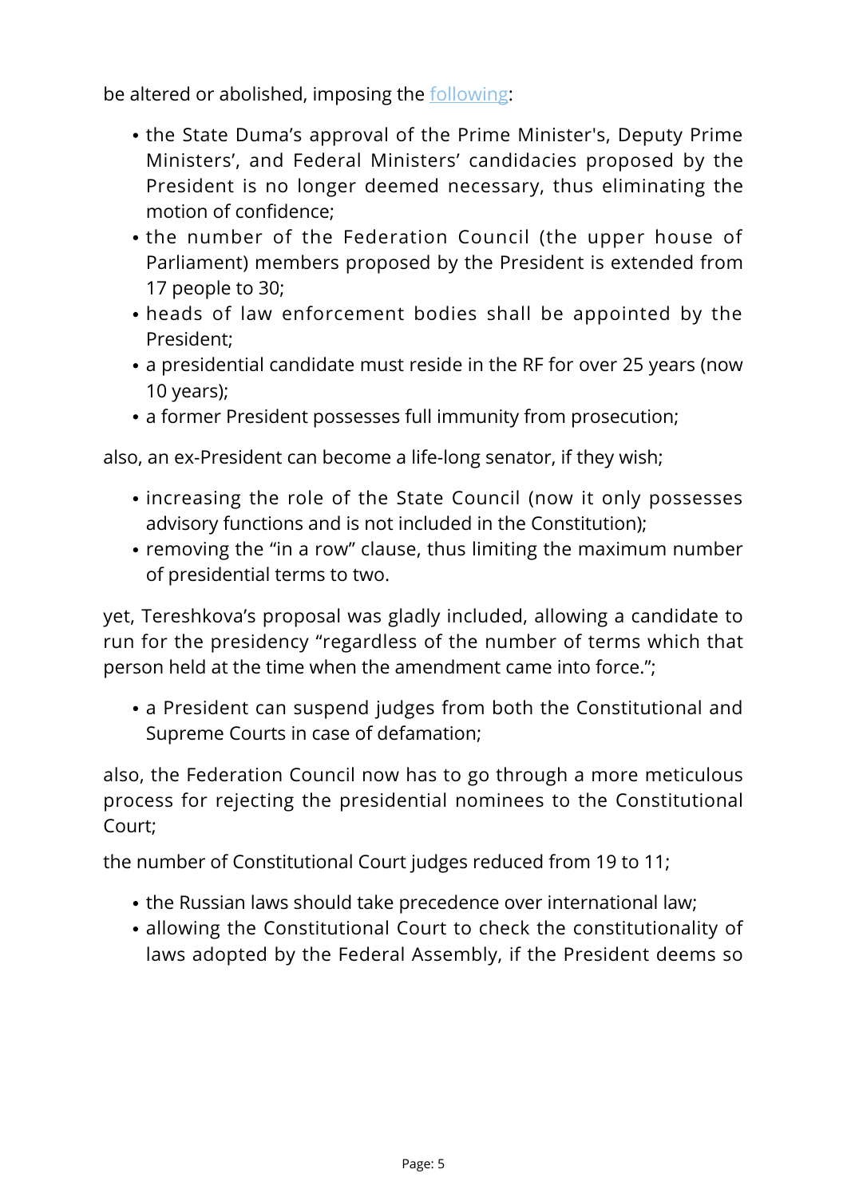be altered or abolished, imposing the following:

- the State Duma's approval of the Prime Minister's, Deputy Prime Ministers', and Federal Ministers' candidacies proposed by the President is no longer deemed necessary, thus eliminating the motion of confidence;
- the number of the Federation Council (the upper house of Parliament) members proposed by the President is extended from 17 people to 30;
- heads of law enforcement bodies shall be appointed by the President;
- a presidential candidate must reside in the RF for over 25 years (now 10 years);
- a former President possesses full immunity from prosecution;

also, an ex-President can become a life-long senator, if they wish;

- increasing the role of the State Council (now it only possesses advisory functions and is not included in the Constitution);
- removing the "in a row" clause, thus limiting the maximum number of presidential terms to two.

yet, Tereshkova's proposal was gladly included, allowing a candidate to run for the presidency "regardless of the number of terms which that person held at the time when the amendment came into force.";

- a President can suspend judges from both the Constitutional and Supreme Courts in case of defamation;

also, the Federation Council now has to go through a more meticulous process for rejecting the presidential nominees to the Constitutional Court;

the number of Constitutional Court judges reduced from 19 to 11;

- the Russian laws should take precedence over international law;
- allowing the Constitutional Court to check the constitutionality of laws adopted by the Federal Assembly, if the President deems so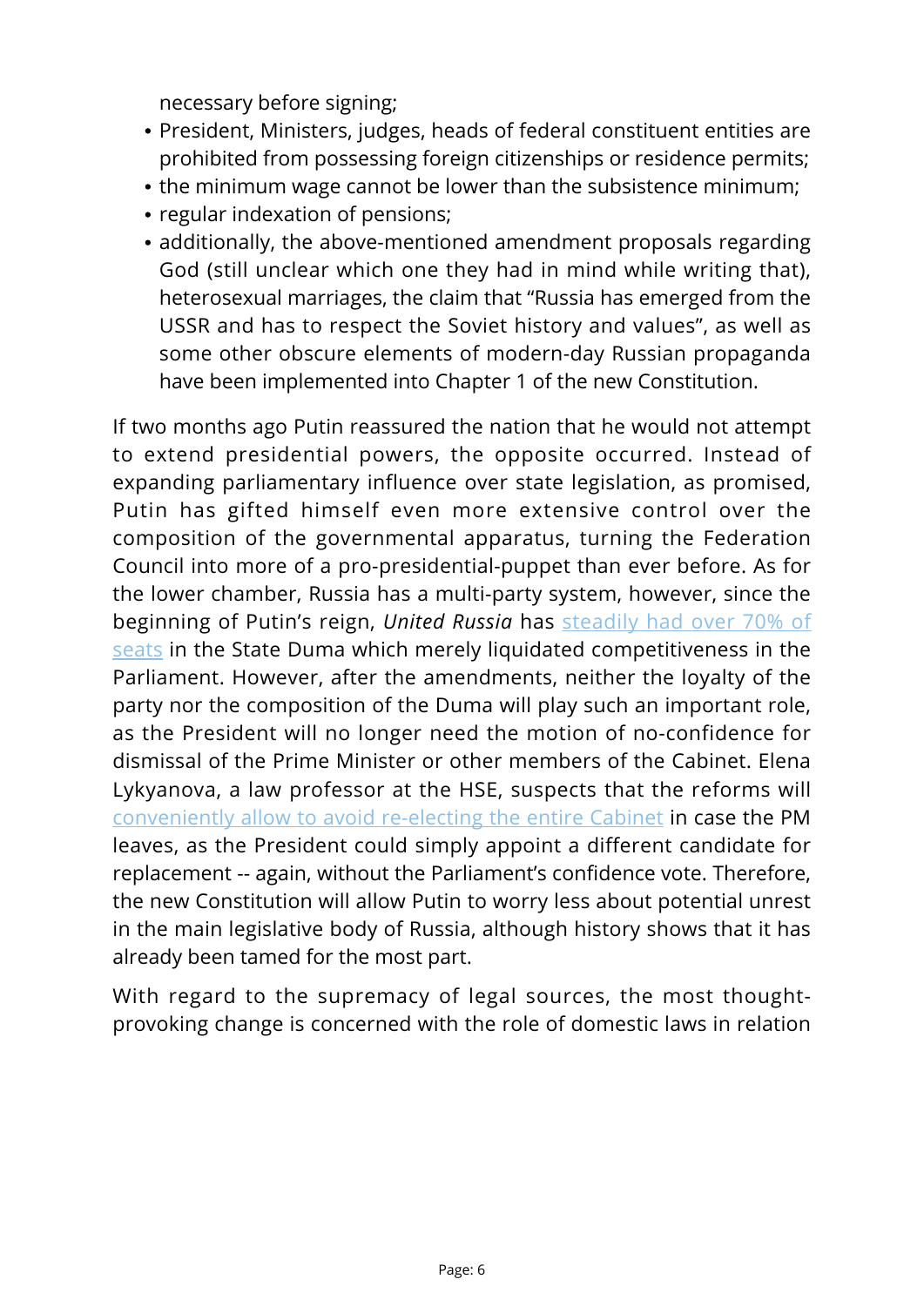necessary before signing;

- President, Ministers, judges, heads of federal constituent entities are prohibited from possessing foreign citizenships or residence permits;
- the minimum wage cannot be lower than the subsistence minimum;
- regular indexation of pensions;
- additionally, the above-mentioned amendment proposals regarding God (still unclear which one they had in mind while writing that), heterosexual marriages, the claim that "Russia has emerged from the USSR and has to respect the Soviet history and values", as well as some other obscure elements of modern-day Russian propaganda have been implemented into Chapter 1 of the new Constitution.

If two months ago Putin reassured the nation that he would not attempt to extend presidential powers, the opposite occurred. Instead of expanding parliamentary influence over state legislation, as promised, Putin has gifted himself even more extensive control over the composition of the governmental apparatus, turning the Federation Council into more of a pro-presidential-puppet than ever before. As for the lower chamber, Russia has a multi-party system, however, since the beginning of Putin's reign, *United Russia* has steadily had over 70% of seats in the State Duma which merely liquidated competitiveness in the Parliament. However, after the amendments, neither the loyalty of the party nor the composition of the Duma will play such an important role, as the President will no longer need the motion of no-confidence for dismissal of the Prime Minister or other members of the Cabinet. Elena Lykyanova, a law professor at the HSE, suspects that the reforms will conveniently allow to avoid re-electing the entire Cabinet in case the PM leaves, as the President could simply appoint a different candidate for replacement -- again, without the Parliament's confidence vote. Therefore, the new Constitution will allow Putin to worry less about potential unrest in the main legislative body of Russia, although history shows that it has already been tamed for the most part.

With regard to the supremacy of legal sources, the most thought-provoking change is concerned with the role of domestic laws in relation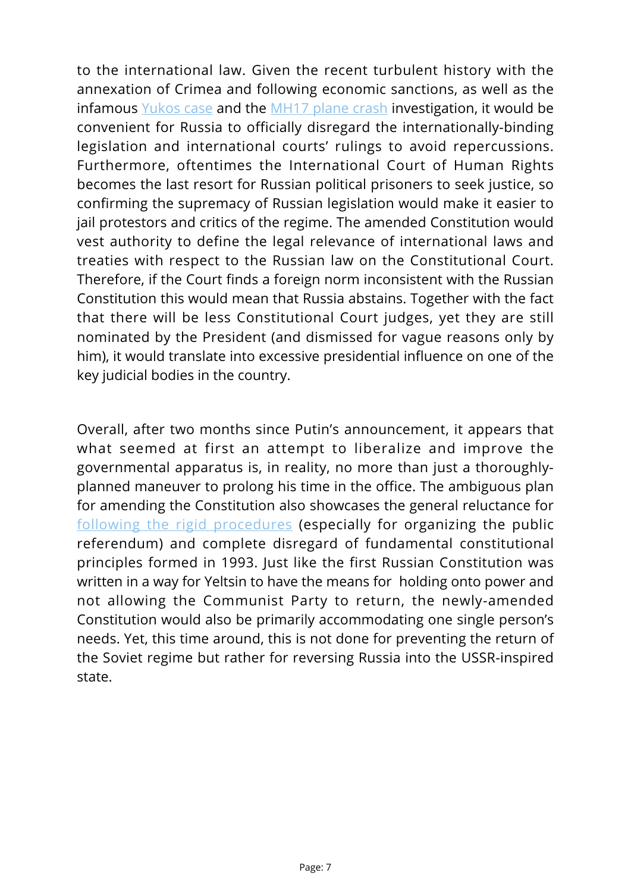to the international law. Given the recent turbulent history with the annexation of Crimea and following economic sanctions, as well as the infamous Yukos case and the MH17 plane crash investigation, it would be convenient for Russia to officially disregard the internationally-binding legislation and international courts' rulings to avoid repercussions. Furthermore, oftentimes the International Court of Human Rights becomes the last resort for Russian political prisoners to seek justice, so confirming the supremacy of Russian legislation would make it easier to jail protestors and critics of the regime. The amended Constitution would vest authority to define the legal relevance of international laws and treaties with respect to the Russian law on the Constitutional Court. Therefore, if the Court finds a foreign norm inconsistent with the Russian Constitution this would mean that Russia abstains. Together with the fact that there will be less Constitutional Court judges, yet they are still nominated by the President (and dismissed for vague reasons only by him), it would translate into excessive presidential influence on one of the key judicial bodies in the country.

Overall, after two months since Putin's announcement, it appears that what seemed at first an attempt to liberalize and improve the governmental apparatus is, in reality, no more than just a thoroughly-planned maneuver to prolong his time in the office. The ambiguous plan for amending the Constitution also showcases the general reluctance for following the rigid procedures (especially for organizing the public referendum) and complete disregard of fundamental constitutional principles formed in 1993. Just like the first Russian Constitution was written in a way for Yeltsin to have the means for holding onto power and not allowing the Communist Party to return, the newly-amended Constitution would also be primarily accommodating one single person's needs. Yet, this time around, this is not done for preventing the return of the Soviet regime but rather for reversing Russia into the USSR-inspired state.